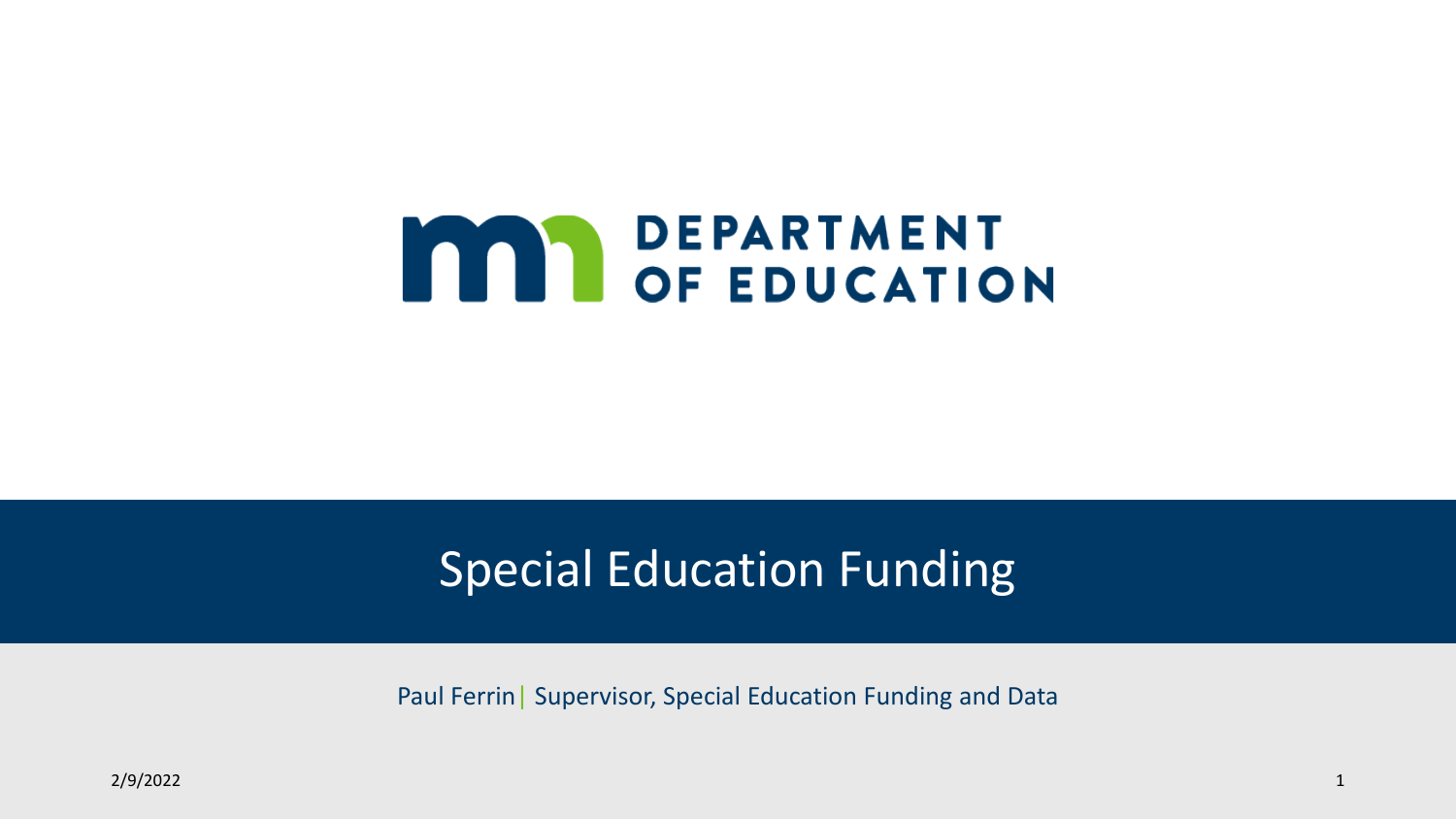DEPARTMENT OF EDUCATION

# Special Education Funding

Paul Ferrin | Supervisor, Special Education Funding and Data

2/9/2022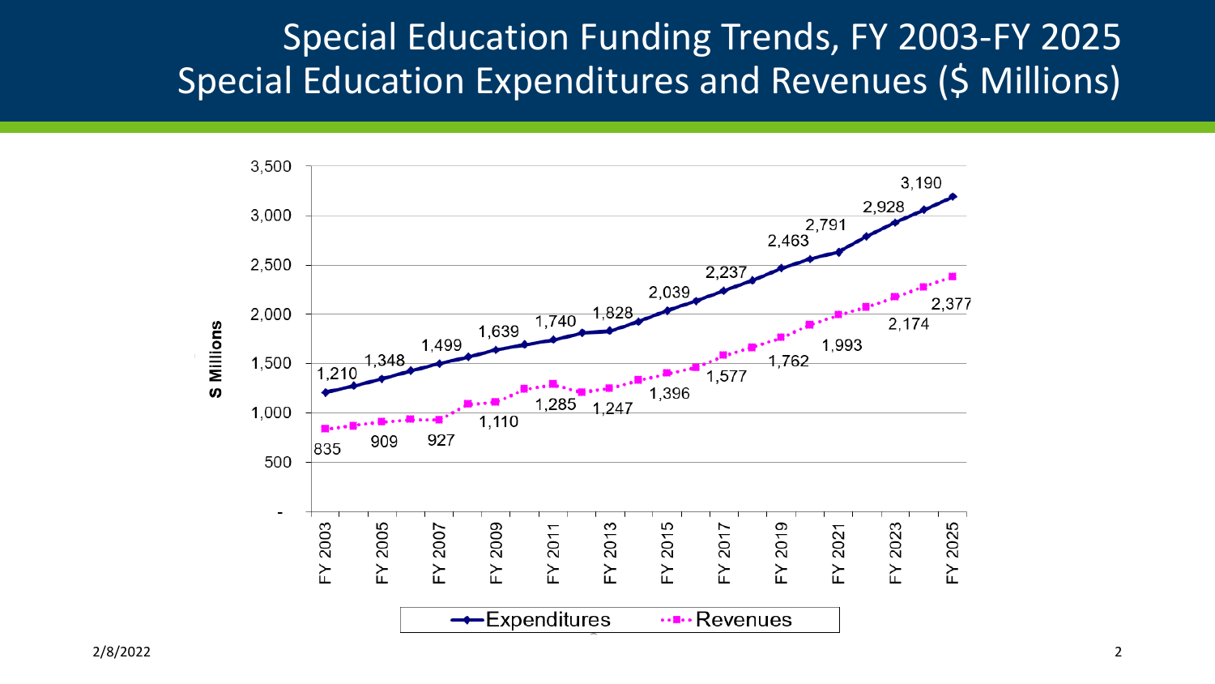# Special Education Funding Trends, FY 2003-FY 2025
# Special Education Expenditures and Revenues ($ Millions)

| Fiscal Year | Expenditures | Revenues |
|---|---|---|
| FY 2003 | 1,210 | 835 |
| FY 2005 | 1,348 | 909 |
| FY 2007 | 1,499 | 927 |
| FY 2009 | 1,639 | 1,110 |
| FY 2011 | 1,740 | 1,285 |
| FY 2013 | 1,828 | 1,247 |
| FY 2015 | 2,039 | 1,396 |
| FY 2017 | 2,237 | 1,577 |
| FY 2019 | 2,463 | 1,762 |
| FY 2021 | 2,791 | 1,993 |
| FY 2023 | 2,928 | 2,174 |
| FY 2025 | 3,190 | 2,377 |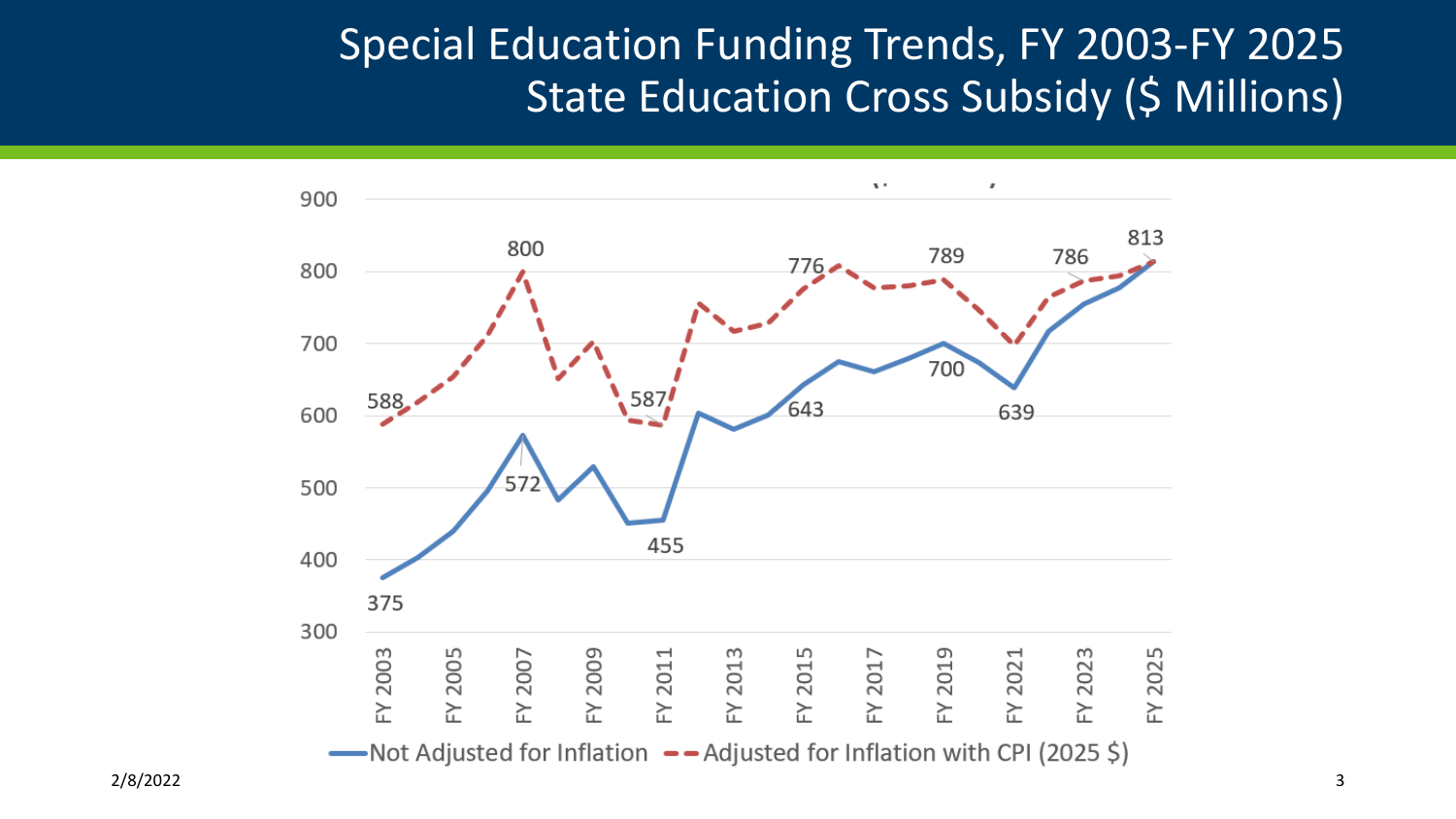# Special Education Funding Trends, FY 2003-FY 2025
## State Education Cross Subsidy ($ Millions)

| Series | FY 2003 | FY 2007 | FY 2011 | FY 2015 | FY 2019 | FY 2021 | FY 2023 | FY 2025 |
|---|---|---|---|---|---|---|---|---|
| Not Adjusted for Inflation | 375 | 572 | 455 | 643 | 700 | 639 | | 813 |
| Adjusted for Inflation with CPI (2025 $) | 588 | 800 | 587 | 776 | 789 | | 786 | 813 |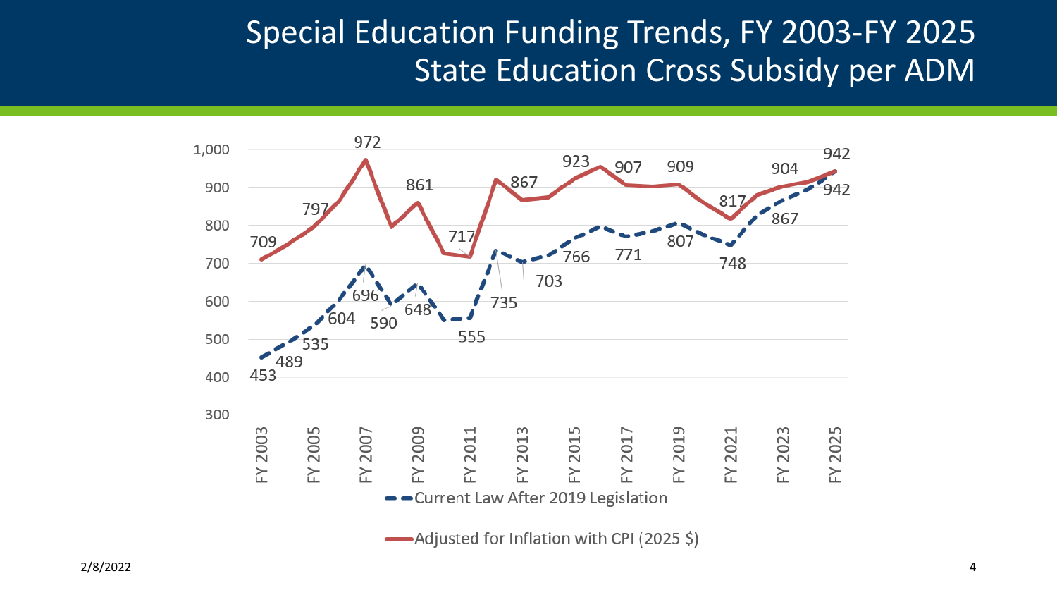# Special Education Funding Trends, FY 2003-FY 2025
## State Education Cross Subsidy per ADM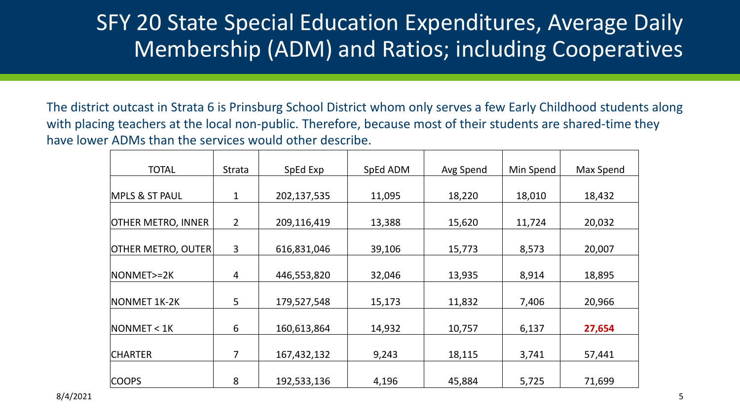# SFY 20 State Special Education Expenditures, Average Daily Membership (ADM) and Ratios; including Cooperatives

The district outcast in Strata 6 is Prinsburg School District whom only serves a few Early Childhood students along with placing teachers at the local non-public. Therefore, because most of their students are shared-time they have lower ADMs than the services would other describe.

| TOTAL | Strata | SpEd Exp | SpEd ADM | Avg Spend | Min Spend | Max Spend |
|---|---|---|---|---|---|---|
| MPLS & ST PAUL | 1 | 202,137,535 | 11,095 | 18,220 | 18,010 | 18,432 |
| OTHER METRO, INNER | 2 | 209,116,419 | 13,388 | 15,620 | 11,724 | 20,032 |
| OTHER METRO, OUTER | 3 | 616,831,046 | 39,106 | 15,773 | 8,573 | 20,007 |
| NONMET>=2K | 4 | 446,553,820 | 32,046 | 13,935 | 8,914 | 18,895 |
| NONMET 1K-2K | 5 | 179,527,548 | 15,173 | 11,832 | 7,406 | 20,966 |
| NONMET < 1K | 6 | 160,613,864 | 14,932 | 10,757 | 6,137 | **27,654** |
| CHARTER | 7 | 167,432,132 | 9,243 | 18,115 | 3,741 | 57,441 |
| COOPS | 8 | 192,533,136 | 4,196 | 45,884 | 5,725 | 71,699 |

8/4/2021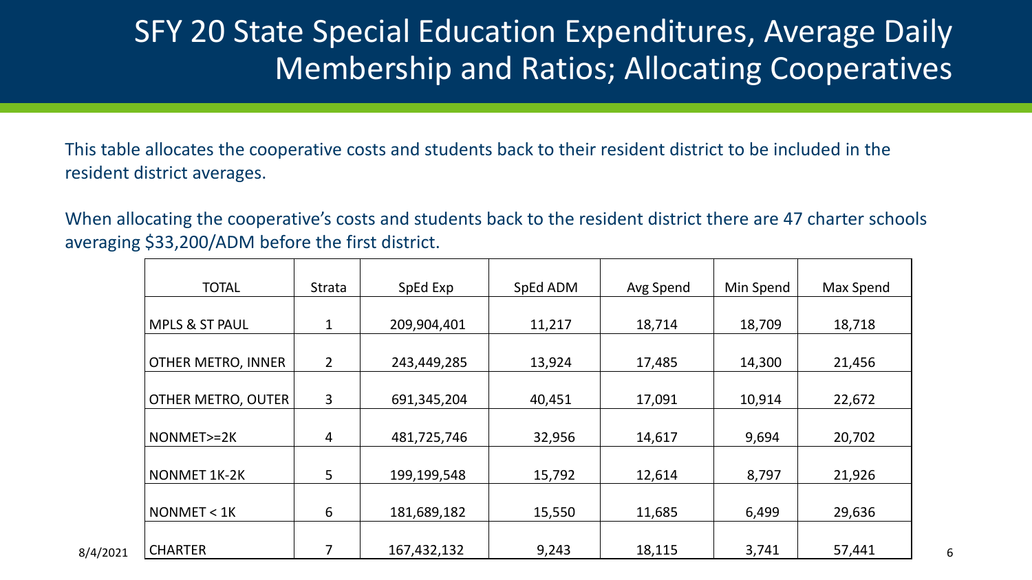# SFY 20 State Special Education Expenditures, Average Daily Membership and Ratios; Allocating Cooperatives

This table allocates the cooperative costs and students back to their resident district to be included in the resident district averages.

When allocating the cooperative's costs and students back to the resident district there are 47 charter schools averaging $33,200/ADM before the first district.

| TOTAL | Strata | SpEd Exp | SpEd ADM | Avg Spend | Min Spend | Max Spend |
|---|---|---|---|---|---|---|
| MPLS & ST PAUL | 1 | 209,904,401 | 11,217 | 18,714 | 18,709 | 18,718 |
| OTHER METRO, INNER | 2 | 243,449,285 | 13,924 | 17,485 | 14,300 | 21,456 |
| OTHER METRO, OUTER | 3 | 691,345,204 | 40,451 | 17,091 | 10,914 | 22,672 |
| NONMET>=2K | 4 | 481,725,746 | 32,956 | 14,617 | 9,694 | 20,702 |
| NONMET 1K-2K | 5 | 199,199,548 | 15,792 | 12,614 | 8,797 | 21,926 |
| NONMET < 1K | 6 | 181,689,182 | 15,550 | 11,685 | 6,499 | 29,636 |
| CHARTER | 7 | 167,432,132 | 9,243 | 18,115 | 3,741 | 57,441 |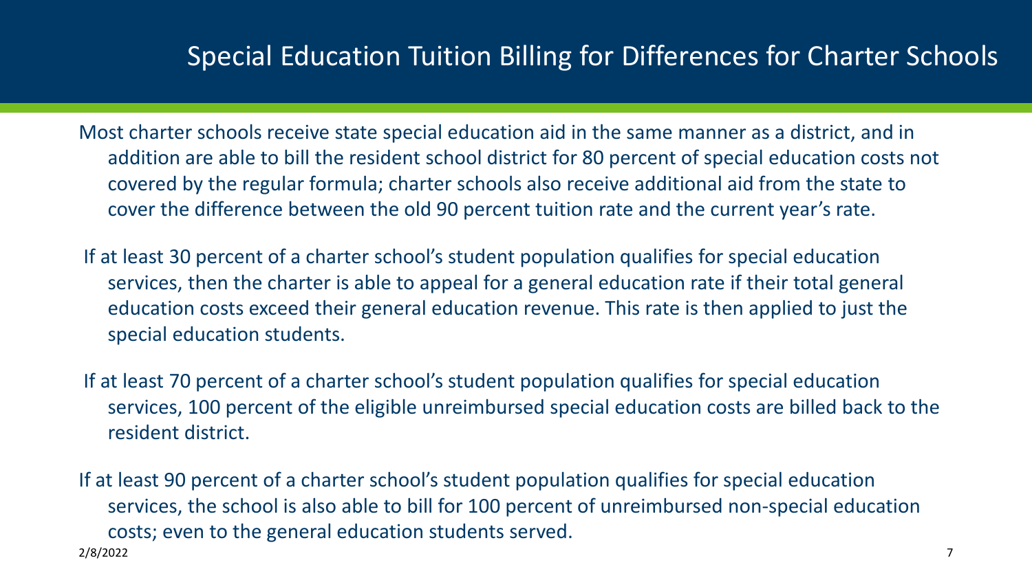# Special Education Tuition Billing for Differences for Charter Schools

Most charter schools receive state special education aid in the same manner as a district, and in addition are able to bill the resident school district for 80 percent of special education costs not covered by the regular formula; charter schools also receive additional aid from the state to cover the difference between the old 90 percent tuition rate and the current year's rate.

If at least 30 percent of a charter school's student population qualifies for special education services, then the charter is able to appeal for a general education rate if their total general education costs exceed their general education revenue. This rate is then applied to just the special education students.

If at least 70 percent of a charter school's student population qualifies for special education services, 100 percent of the eligible unreimbursed special education costs are billed back to the resident district.

If at least 90 percent of a charter school's student population qualifies for special education services, the school is also able to bill for 100 percent of unreimbursed non-special education costs; even to the general education students served.

2/8/2022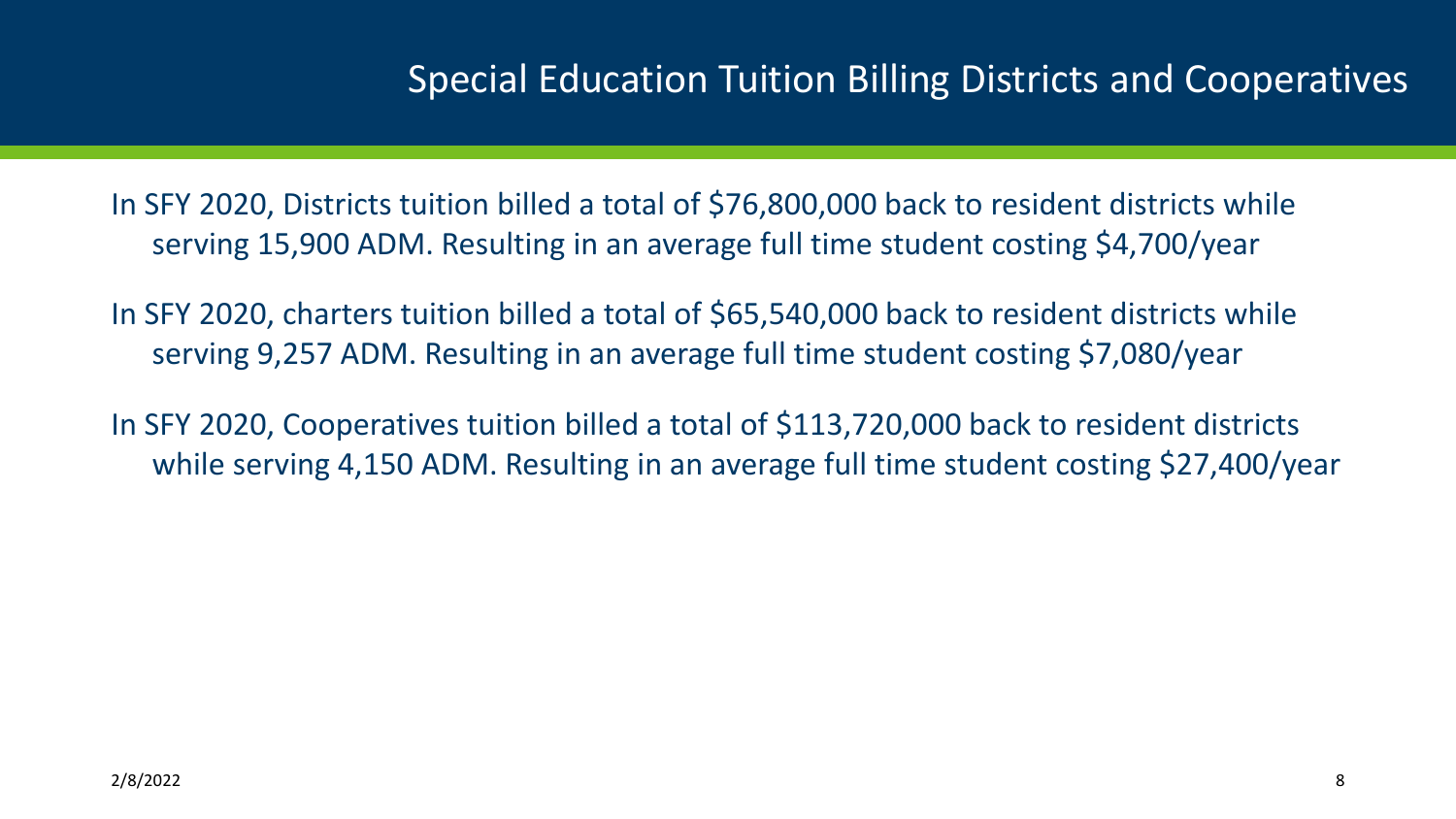# Special Education Tuition Billing Districts and Cooperatives

In SFY 2020, Districts tuition billed a total of $76,800,000 back to resident districts while serving 15,900 ADM. Resulting in an average full time student costing $4,700/year

In SFY 2020, charters tuition billed a total of $65,540,000 back to resident districts while serving 9,257 ADM. Resulting in an average full time student costing $7,080/year

In SFY 2020, Cooperatives tuition billed a total of $113,720,000 back to resident districts while serving 4,150 ADM. Resulting in an average full time student costing $27,400/year

2/8/2022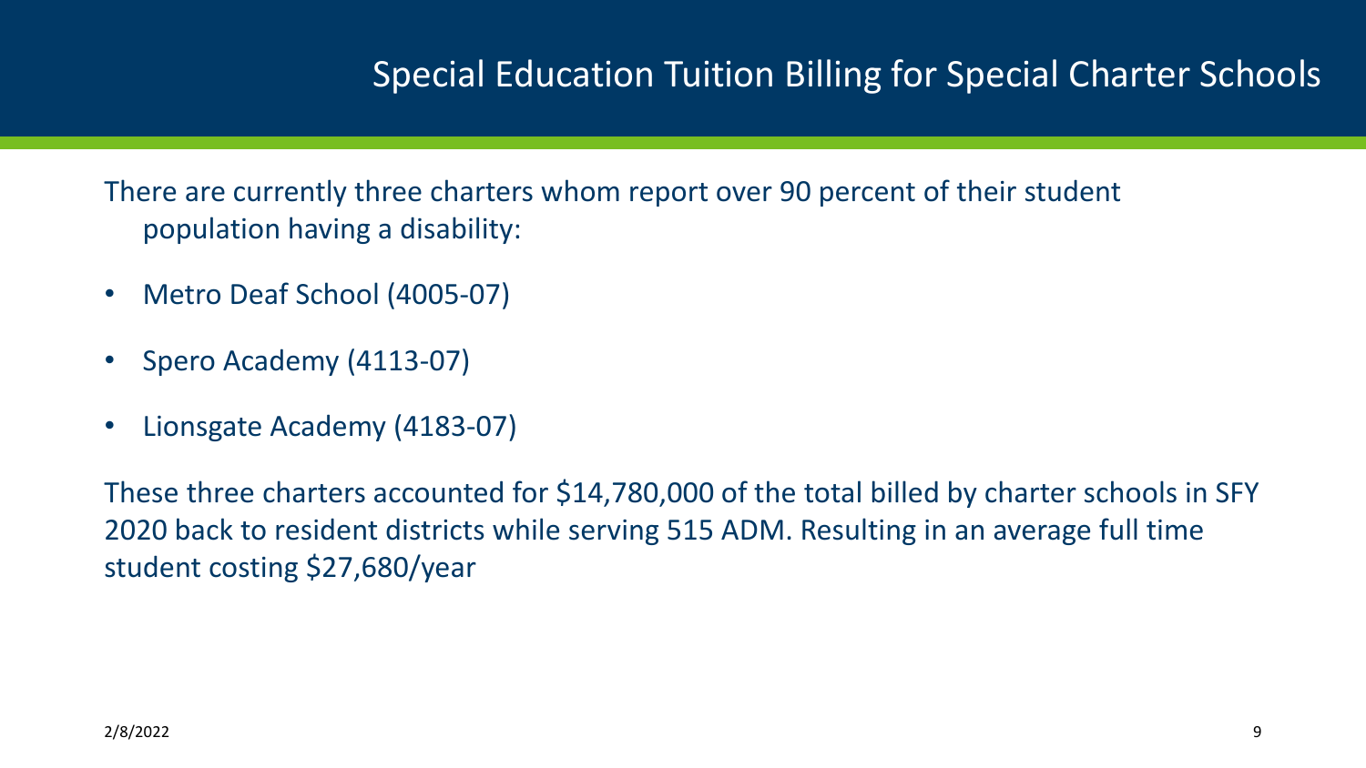# Special Education Tuition Billing for Special Charter Schools

There are currently three charters whom report over 90 percent of their student population having a disability:

- Metro Deaf School (4005-07)
- Spero Academy (4113-07)
- Lionsgate Academy (4183-07)

These three charters accounted for $14,780,000 of the total billed by charter schools in SFY 2020 back to resident districts while serving 515 ADM. Resulting in an average full time student costing $27,680/year